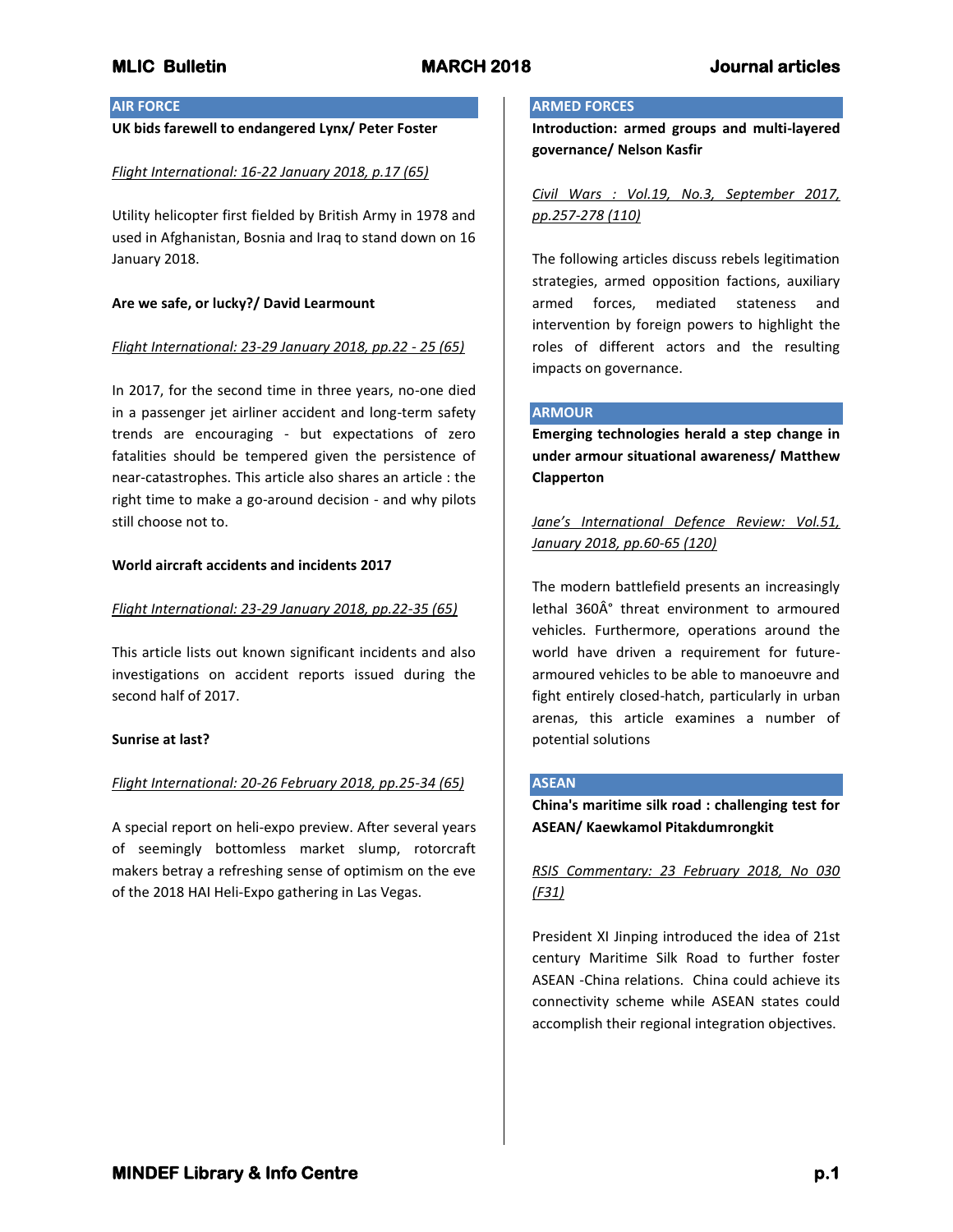## AIR FORCE

**UK bids farewell to endangered Lynx/ Peter Foster**

*Flight International: 16-22 January 2018, p.17 (65)*

Utility helicopter first fielded by British Army in 1978 and used in Afghanistan, Bosnia and Iraq to stand down on 16 January 2018.

**Are we safe, or lucky?/ David Learmount**

*Flight International: 23-29 January 2018, pp.22 - 25 (65)*

In 2017, for the second time in three years, no-one died in a passenger jet airliner accident and long-term safety trends are encouraging - but expectations of zero fatalities should be tempered given the persistence of near-catastrophes. This article also shares an article : the right time to make a go-around decision - and why pilots still choose not to.

**World aircraft accidents and incidents 2017**

*Flight International: 23-29 January 2018, pp.22-35 (65)*

This article lists out known significant incidents and also investigations on accident reports issued during the second half of 2017.

**Sunrise at last?**

*Flight International: 20-26 February 2018, pp.25-34 (65)*

A special report on heli-expo preview. After several years of seemingly bottomless market slump, rotorcraft makers betray a refreshing sense of optimism on the eve of the 2018 HAI Heli-Expo gathering in Las Vegas.

## ARMED FORCES

**Introduction: armed groups and multi-layered governance/ Nelson Kasfir**

*Civil Wars : Vol.19, No.3, September 2017, pp.257-278 (110)*

The following articles discuss rebels legitimation strategies, armed opposition factions, auxiliary armed forces, mediated stateness and intervention by foreign powers to highlight the roles of different actors and the resulting impacts on governance.

## ARMOUR

**Emerging technologies herald a step change in under armour situational awareness/ Matthew Clapperton**

*Jane's International Defence Review: Vol.51, January 2018, pp.60-65 (120)*

The modern battlefield presents an increasingly lethal 360Â° threat environment to armoured vehicles. Furthermore, operations around the world have driven a requirement for future-armoured vehicles to be able to manoeuvre and fight entirely closed-hatch, particularly in urban arenas, this article examines a number of potential solutions

## ASEAN

**China's maritime silk road : challenging test for ASEAN/ Kaewkamol Pitakdumrongkit**

*RSIS Commentary: 23 February 2018, No 030 (F31)*

President XI Jinping introduced the idea of 21st century Maritime Silk Road to further foster ASEAN -China relations. China could achieve its connectivity scheme while ASEAN states could accomplish their regional integration objectives.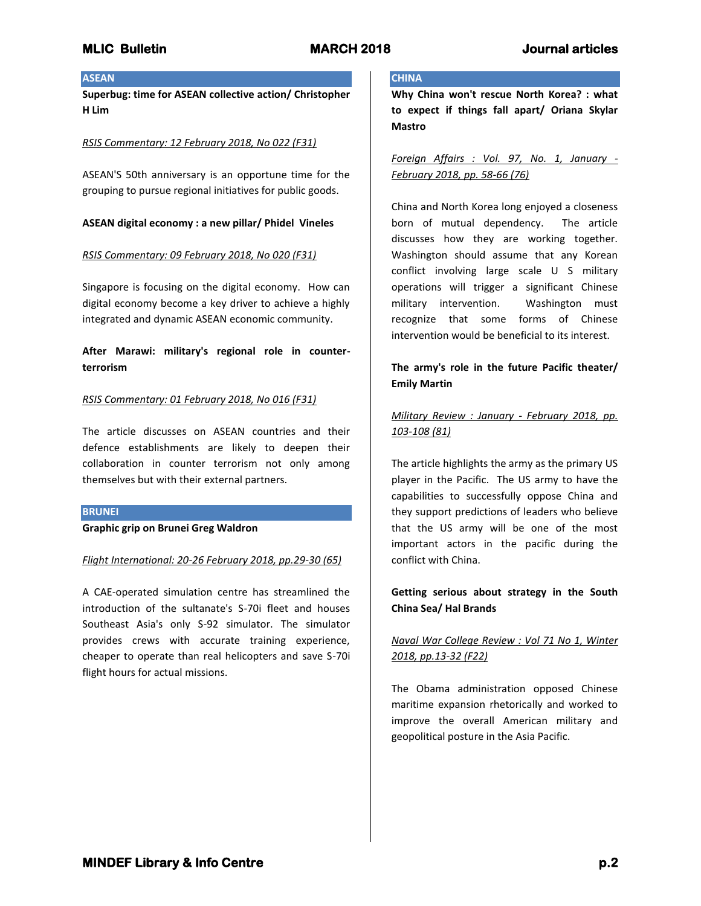## ASEAN

**Superbug: time for ASEAN collective action/ Christopher H Lim**

*RSIS Commentary: 12 February 2018, No 022 (F31)*

ASEAN'S 50th anniversary is an opportune time for the grouping to pursue regional initiatives for public goods.

**ASEAN digital economy : a new pillar/ Phidel Vineles**

*RSIS Commentary: 09 February 2018, No 020 (F31)*

Singapore is focusing on the digital economy. How can digital economy become a key driver to achieve a highly integrated and dynamic ASEAN economic community.

**After Marawi: military's regional role in counter-terrorism**

*RSIS Commentary: 01 February 2018, No 016 (F31)*

The article discusses on ASEAN countries and their defence establishments are likely to deepen their collaboration in counter terrorism not only among themselves but with their external partners.

## BRUNEI

**Graphic grip on Brunei Greg Waldron**

*Flight International: 20-26 February 2018, pp.29-30 (65)*

A CAE-operated simulation centre has streamlined the introduction of the sultanate's S-70i fleet and houses Southeast Asia's only S-92 simulator. The simulator provides crews with accurate training experience, cheaper to operate than real helicopters and save S-70i flight hours for actual missions.

## CHINA

**Why China won't rescue North Korea? : what to expect if things fall apart/ Oriana Skylar Mastro**

*Foreign Affairs : Vol. 97, No. 1, January - February 2018, pp. 58-66 (76)*

China and North Korea long enjoyed a closeness born of mutual dependency. The article discusses how they are working together. Washington should assume that any Korean conflict involving large scale U S military operations will trigger a significant Chinese military intervention. Washington must recognize that some forms of Chinese intervention would be beneficial to its interest.

**The army's role in the future Pacific theater/ Emily Martin**

*Military Review : January - February 2018, pp. 103-108 (81)*

The article highlights the army as the primary US player in the Pacific. The US army to have the capabilities to successfully oppose China and they support predictions of leaders who believe that the US army will be one of the most important actors in the pacific during the conflict with China.

**Getting serious about strategy in the South China Sea/ Hal Brands**

*Naval War College Review : Vol 71 No 1, Winter 2018, pp.13-32 (F22)*

The Obama administration opposed Chinese maritime expansion rhetorically and worked to improve the overall American military and geopolitical posture in the Asia Pacific.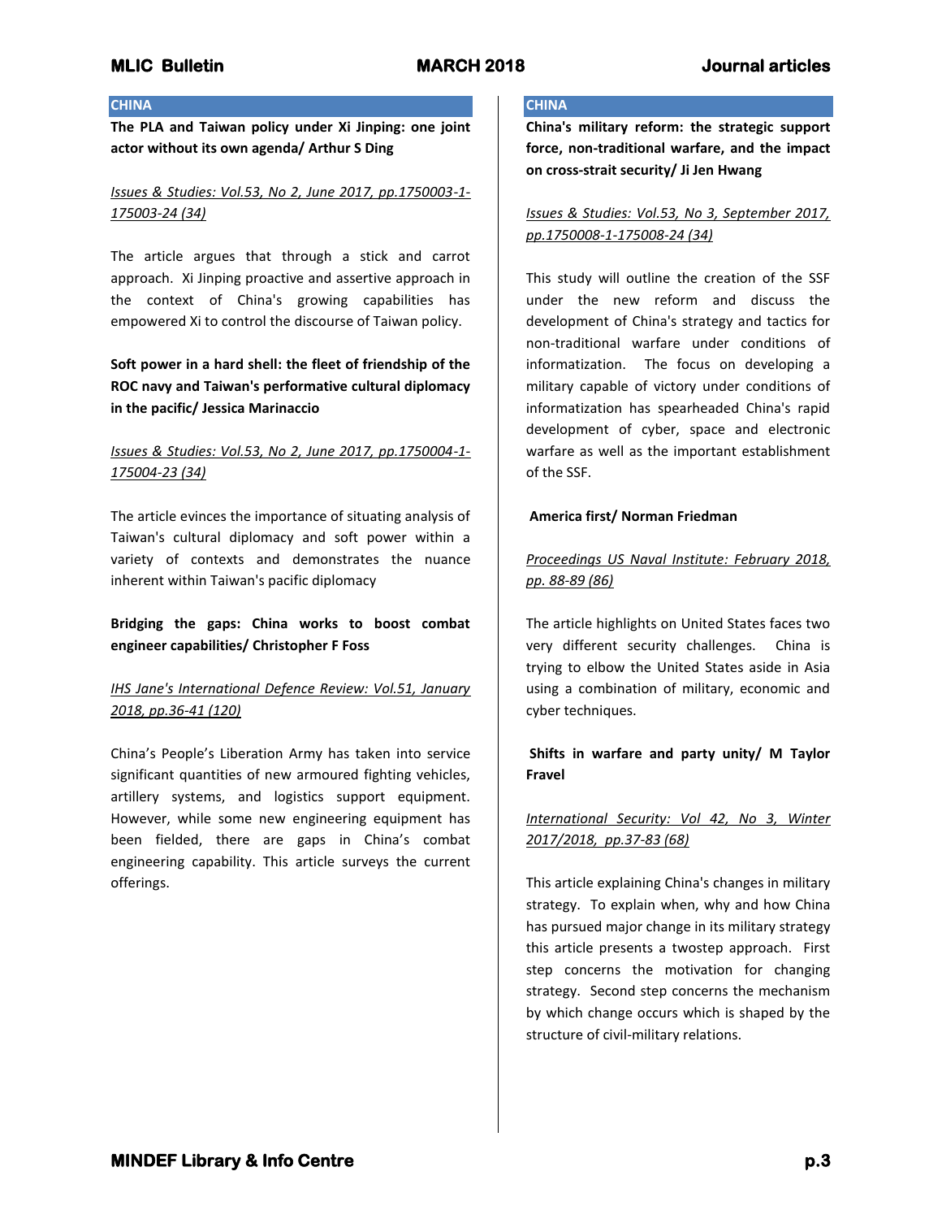## CHINA

**The PLA and Taiwan policy under Xi Jinping: one joint actor without its own agenda/ Arthur S Ding**

*Issues & Studies: Vol.53, No 2, June 2017, pp.1750003-1-175003-24 (34)*

The article argues that through a stick and carrot approach. Xi Jinping proactive and assertive approach in the context of China's growing capabilities has empowered Xi to control the discourse of Taiwan policy.

**Soft power in a hard shell: the fleet of friendship of the ROC navy and Taiwan's performative cultural diplomacy in the pacific/ Jessica Marinaccio**

*Issues & Studies: Vol.53, No 2, June 2017, pp.1750004-1-175004-23 (34)*

The article evinces the importance of situating analysis of Taiwan's cultural diplomacy and soft power within a variety of contexts and demonstrates the nuance inherent within Taiwan's pacific diplomacy

**Bridging the gaps: China works to boost combat engineer capabilities/ Christopher F Foss**

*IHS Jane's International Defence Review: Vol.51, January 2018, pp.36-41 (120)*

China's People's Liberation Army has taken into service significant quantities of new armoured fighting vehicles, artillery systems, and logistics support equipment. However, while some new engineering equipment has been fielded, there are gaps in China's combat engineering capability. This article surveys the current offerings.

## CHINA

**China's military reform: the strategic support force, non-traditional warfare, and the impact on cross-strait security/ Ji Jen Hwang**

*Issues & Studies: Vol.53, No 3, September 2017, pp.1750008-1-175008-24 (34)*

This study will outline the creation of the SSF under the new reform and discuss the development of China's strategy and tactics for non-traditional warfare under conditions of informatization. The focus on developing a military capable of victory under conditions of informatization has spearheaded China's rapid development of cyber, space and electronic warfare as well as the important establishment of the SSF.

**America first/ Norman Friedman**

*Proceedings US Naval Institute: February 2018, pp. 88-89 (86)*

The article highlights on United States faces two very different security challenges. China is trying to elbow the United States aside in Asia using a combination of military, economic and cyber techniques.

**Shifts in warfare and party unity/ M Taylor Fravel**

*International Security: Vol 42, No 3, Winter 2017/2018, pp.37-83 (68)*

This article explaining China's changes in military strategy. To explain when, why and how China has pursued major change in its military strategy this article presents a twostep approach. First step concerns the motivation for changing strategy. Second step concerns the mechanism by which change occurs which is shaped by the structure of civil-military relations.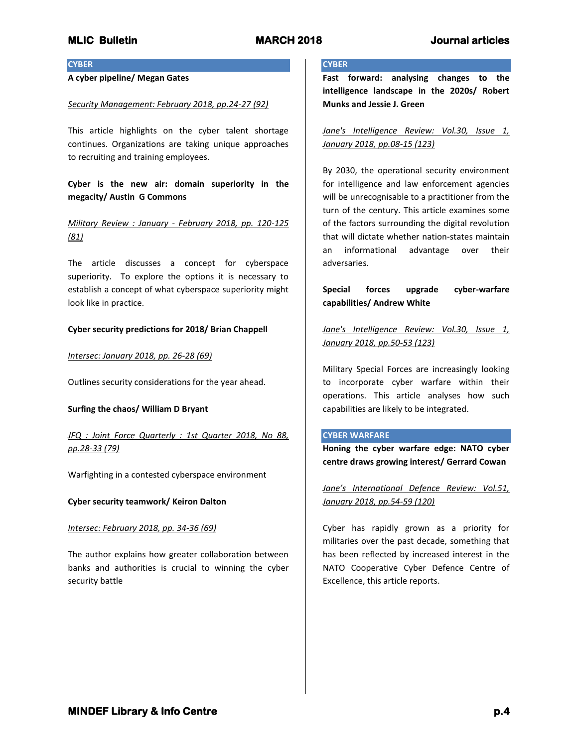## CYBER

**A cyber pipeline/ Megan Gates**

*Security Management: February 2018, pp.24-27 (92)*

This article highlights on the cyber talent shortage continues. Organizations are taking unique approaches to recruiting and training employees.

**Cyber is the new air: domain superiority in the megacity/ Austin G Commons**

*Military Review : January - February 2018, pp. 120-125 (81)*

The article discusses a concept for cyberspace superiority. To explore the options it is necessary to establish a concept of what cyberspace superiority might look like in practice.

**Cyber security predictions for 2018/ Brian Chappell**

*Intersec: January 2018, pp. 26-28 (69)*

Outlines security considerations for the year ahead.

**Surfing the chaos/ William D Bryant**

*JFQ : Joint Force Quarterly : 1st Quarter 2018, No 88, pp.28-33 (79)*

Warfighting in a contested cyberspace environment

**Cyber security teamwork/ Keiron Dalton**

*Intersec: February 2018, pp. 34-36 (69)*

The author explains how greater collaboration between banks and authorities is crucial to winning the cyber security battle

## CYBER

**Fast forward: analysing changes to the intelligence landscape in the 2020s/ Robert Munks and Jessie J. Green**

*Jane's Intelligence Review: Vol.30, Issue 1, January 2018, pp.08-15 (123)*

By 2030, the operational security environment for intelligence and law enforcement agencies will be unrecognisable to a practitioner from the turn of the century. This article examines some of the factors surrounding the digital revolution that will dictate whether nation-states maintain an informational advantage over their adversaries.

**Special forces upgrade cyber-warfare capabilities/ Andrew White**

*Jane's Intelligence Review: Vol.30, Issue 1, January 2018, pp.50-53 (123)*

Military Special Forces are increasingly looking to incorporate cyber warfare within their operations. This article analyses how such capabilities are likely to be integrated.

## CYBER WARFARE

**Honing the cyber warfare edge: NATO cyber centre draws growing interest/ Gerrard Cowan**

*Jane's International Defence Review: Vol.51, January 2018, pp.54-59 (120)*

Cyber has rapidly grown as a priority for militaries over the past decade, something that has been reflected by increased interest in the NATO Cooperative Cyber Defence Centre of Excellence, this article reports.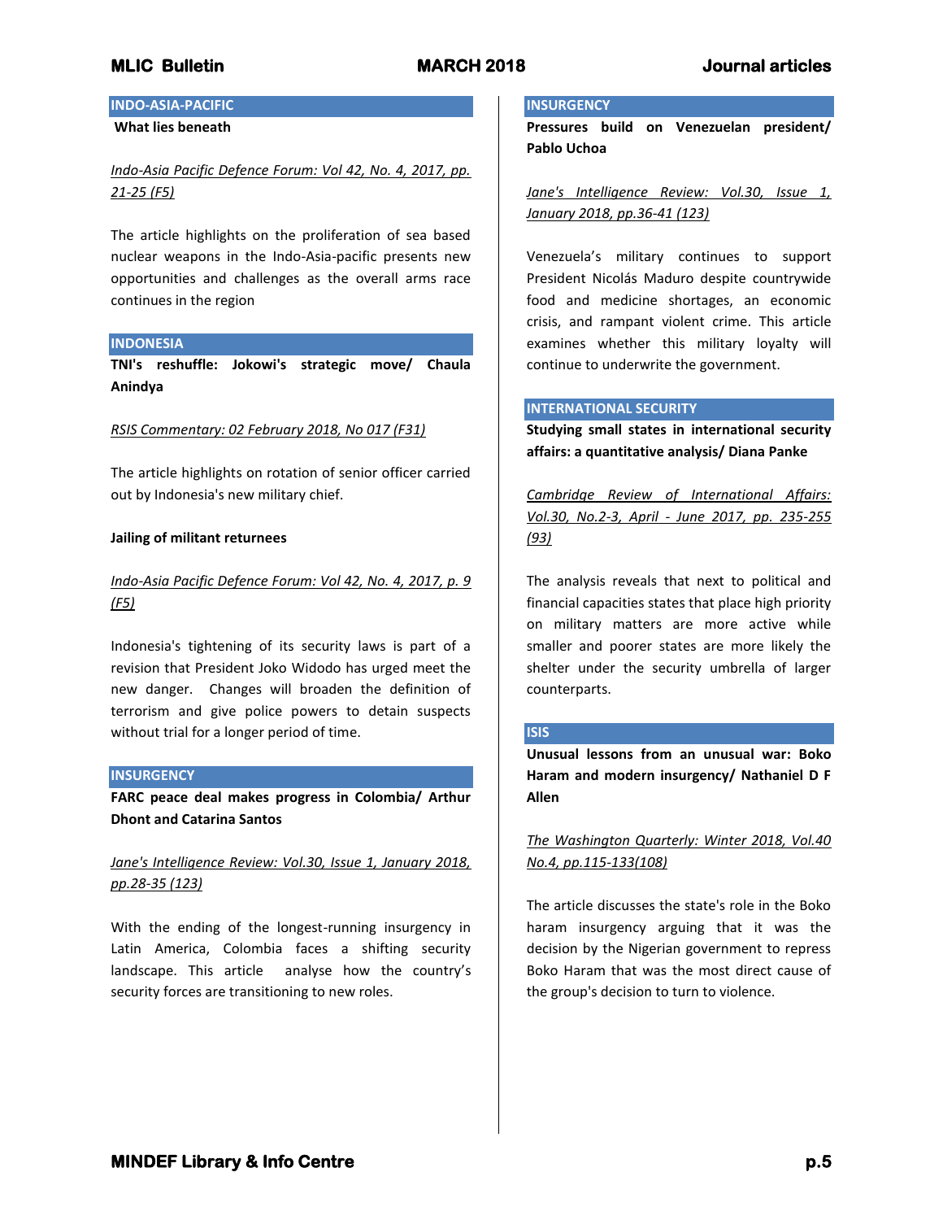## INDO-ASIA-PACIFIC

**What lies beneath**

*Indo-Asia Pacific Defence Forum: Vol 42, No. 4, 2017, pp. 21-25 (F5)*

The article highlights on the proliferation of sea based nuclear weapons in the Indo-Asia-pacific presents new opportunities and challenges as the overall arms race continues in the region

## INDONESIA

**TNI's reshuffle: Jokowi's strategic move/ Chaula Anindya**

*RSIS Commentary: 02 February 2018, No 017 (F31)*

The article highlights on rotation of senior officer carried out by Indonesia's new military chief.

**Jailing of militant returnees**

*Indo-Asia Pacific Defence Forum: Vol 42, No. 4, 2017, p. 9 (F5)*

Indonesia's tightening of its security laws is part of a revision that President Joko Widodo has urged meet the new danger. Changes will broaden the definition of terrorism and give police powers to detain suspects without trial for a longer period of time.

## INSURGENCY

**FARC peace deal makes progress in Colombia/ Arthur Dhont and Catarina Santos**

*Jane's Intelligence Review: Vol.30, Issue 1, January 2018, pp.28-35 (123)*

With the ending of the longest-running insurgency in Latin America, Colombia faces a shifting security landscape. This article analyse how the country's security forces are transitioning to new roles.

## INSURGENCY

**Pressures build on Venezuelan president/ Pablo Uchoa**

*Jane's Intelligence Review: Vol.30, Issue 1, January 2018, pp.36-41 (123)*

Venezuela's military continues to support President Nicolás Maduro despite countrywide food and medicine shortages, an economic crisis, and rampant violent crime. This article examines whether this military loyalty will continue to underwrite the government.

## INTERNATIONAL SECURITY

**Studying small states in international security affairs: a quantitative analysis/ Diana Panke**

*Cambridge Review of International Affairs: Vol.30, No.2-3, April - June 2017, pp. 235-255 (93)*

The analysis reveals that next to political and financial capacities states that place high priority on military matters are more active while smaller and poorer states are more likely the shelter under the security umbrella of larger counterparts.

## ISIS

**Unusual lessons from an unusual war: Boko Haram and modern insurgency/ Nathaniel D F Allen**

*The Washington Quarterly: Winter 2018, Vol.40 No.4, pp.115-133(108)*

The article discusses the state's role in the Boko haram insurgency arguing that it was the decision by the Nigerian government to repress Boko Haram that was the most direct cause of the group's decision to turn to violence.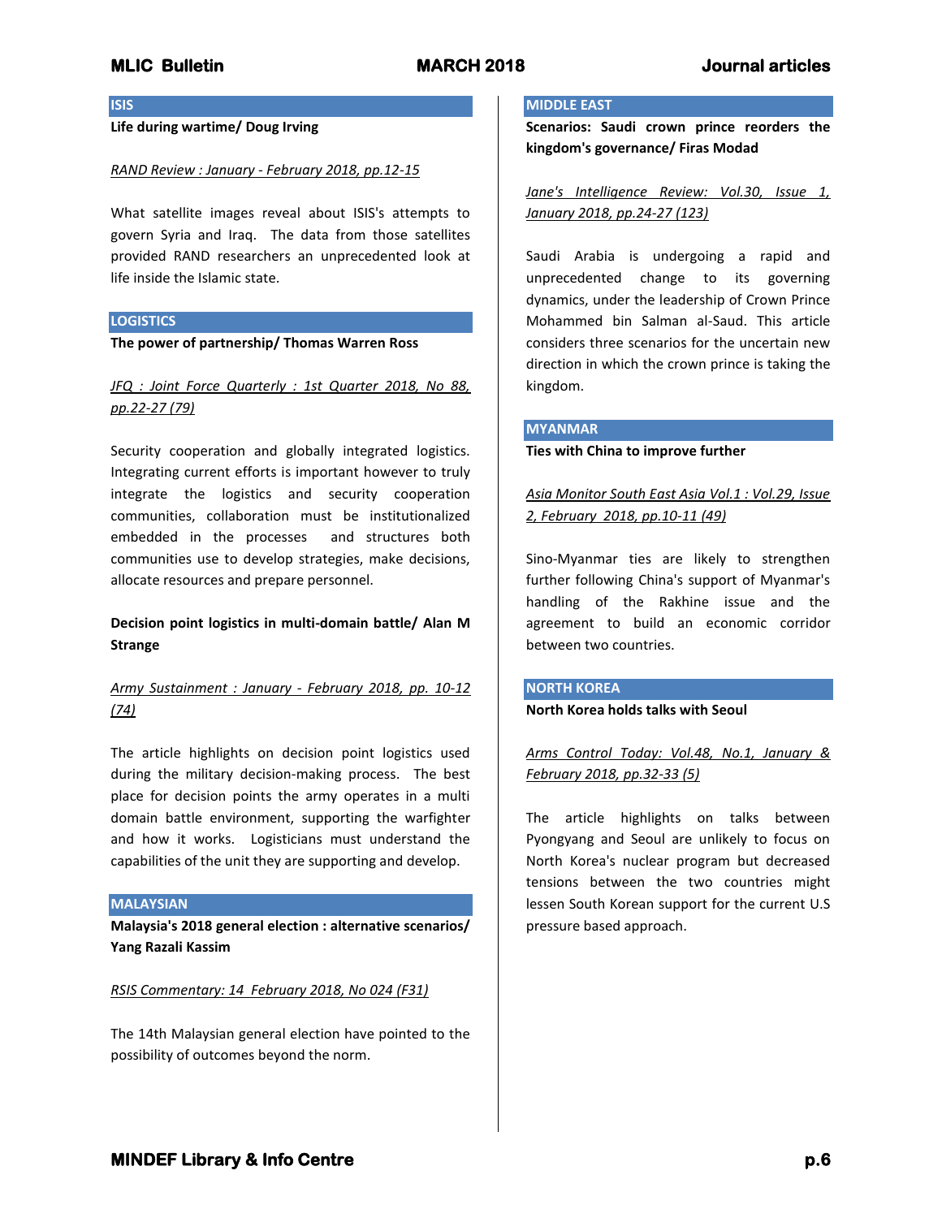## ISIS

**Life during wartime/ Doug Irving**

*RAND Review : January - February 2018, pp.12-15*

What satellite images reveal about ISIS's attempts to govern Syria and Iraq. The data from those satellites provided RAND researchers an unprecedented look at life inside the Islamic state.

## LOGISTICS

**The power of partnership/ Thomas Warren Ross**

*JFQ : Joint Force Quarterly : 1st Quarter 2018, No 88, pp.22-27 (79)*

Security cooperation and globally integrated logistics. Integrating current efforts is important however to truly integrate the logistics and security cooperation communities, collaboration must be institutionalized embedded in the processes and structures both communities use to develop strategies, make decisions, allocate resources and prepare personnel.

**Decision point logistics in multi-domain battle/ Alan M Strange**

*Army Sustainment : January - February 2018, pp. 10-12 (74)*

The article highlights on decision point logistics used during the military decision-making process. The best place for decision points the army operates in a multi domain battle environment, supporting the warfighter and how it works. Logisticians must understand the capabilities of the unit they are supporting and develop.

## MALAYSIAN

**Malaysia's 2018 general election : alternative scenarios/ Yang Razali Kassim**

*RSIS Commentary: 14 February 2018, No 024 (F31)*

The 14th Malaysian general election have pointed to the possibility of outcomes beyond the norm.

## MIDDLE EAST

**Scenarios: Saudi crown prince reorders the kingdom's governance/ Firas Modad**

*Jane's Intelligence Review: Vol.30, Issue 1, January 2018, pp.24-27 (123)*

Saudi Arabia is undergoing a rapid and unprecedented change to its governing dynamics, under the leadership of Crown Prince Mohammed bin Salman al-Saud. This article considers three scenarios for the uncertain new direction in which the crown prince is taking the kingdom.

## MYANMAR

**Ties with China to improve further**

*Asia Monitor South East Asia Vol.1 : Vol.29, Issue 2, February 2018, pp.10-11 (49)*

Sino-Myanmar ties are likely to strengthen further following China's support of Myanmar's handling of the Rakhine issue and the agreement to build an economic corridor between two countries.

## NORTH KOREA

**North Korea holds talks with Seoul**

*Arms Control Today: Vol.48, No.1, January & February 2018, pp.32-33 (5)*

The article highlights on talks between Pyongyang and Seoul are unlikely to focus on North Korea's nuclear program but decreased tensions between the two countries might lessen South Korean support for the current U.S pressure based approach.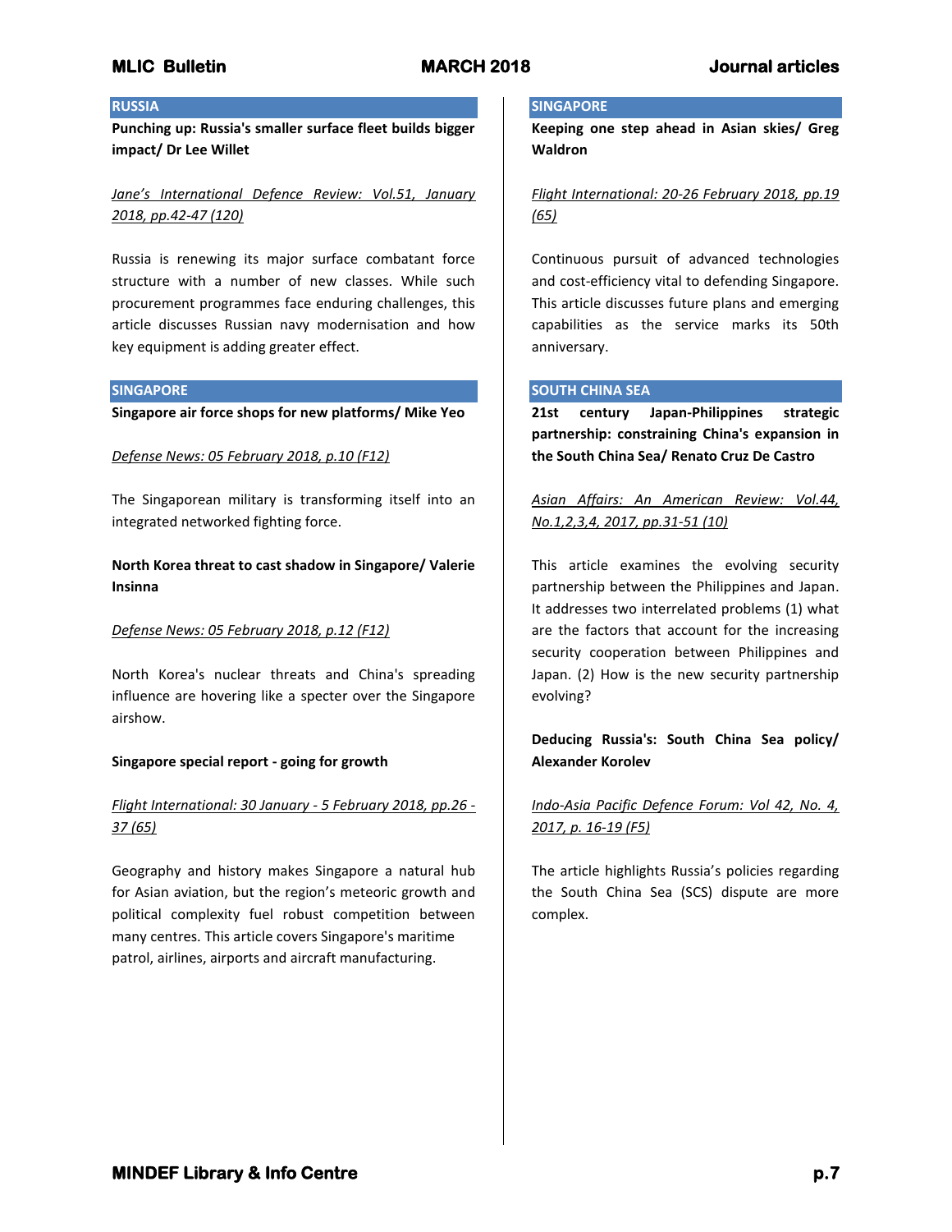## RUSSIA

**Punching up: Russia's smaller surface fleet builds bigger impact/ Dr Lee Willet**

*Jane's International Defence Review: Vol.51, January 2018, pp.42-47 (120)*

Russia is renewing its major surface combatant force structure with a number of new classes. While such procurement programmes face enduring challenges, this article discusses Russian navy modernisation and how key equipment is adding greater effect.

## SINGAPORE

**Singapore air force shops for new platforms/ Mike Yeo**

*Defense News: 05 February 2018, p.10 (F12)*

The Singaporean military is transforming itself into an integrated networked fighting force.

**North Korea threat to cast shadow in Singapore/ Valerie Insinna**

*Defense News: 05 February 2018, p.12 (F12)*

North Korea's nuclear threats and China's spreading influence are hovering like a specter over the Singapore airshow.

**Singapore special report - going for growth**

*Flight International: 30 January - 5 February 2018, pp.26 - 37 (65)*

Geography and history makes Singapore a natural hub for Asian aviation, but the region's meteoric growth and political complexity fuel robust competition between many centres. This article covers Singapore's maritime patrol, airlines, airports and aircraft manufacturing.

## SINGAPORE

**Keeping one step ahead in Asian skies/ Greg Waldron**

*Flight International: 20-26 February 2018, pp.19 (65)*

Continuous pursuit of advanced technologies and cost-efficiency vital to defending Singapore. This article discusses future plans and emerging capabilities as the service marks its 50th anniversary.

## SOUTH CHINA SEA

**21st century Japan-Philippines strategic partnership: constraining China's expansion in the South China Sea/ Renato Cruz De Castro**

*Asian Affairs: An American Review: Vol.44, No.1,2,3,4, 2017, pp.31-51 (10)*

This article examines the evolving security partnership between the Philippines and Japan. It addresses two interrelated problems (1) what are the factors that account for the increasing security cooperation between Philippines and Japan. (2) How is the new security partnership evolving?

**Deducing Russia's: South China Sea policy/ Alexander Korolev**

*Indo-Asia Pacific Defence Forum: Vol 42, No. 4, 2017, p. 16-19 (F5)*

The article highlights Russia's policies regarding the South China Sea (SCS) dispute are more complex.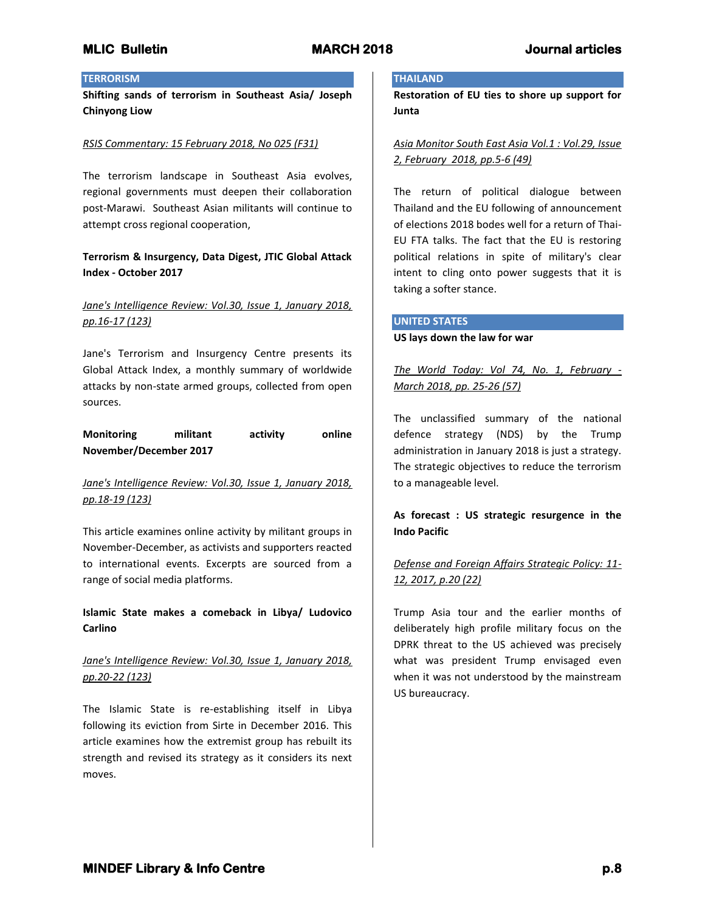## TERRORISM

**Shifting sands of terrorism in Southeast Asia/ Joseph Chinyong Liow**

*RSIS Commentary: 15 February 2018, No 025 (F31)*

The terrorism landscape in Southeast Asia evolves, regional governments must deepen their collaboration post-Marawi. Southeast Asian militants will continue to attempt cross regional cooperation,

**Terrorism & Insurgency, Data Digest, JTIC Global Attack Index - October 2017**

*Jane's Intelligence Review: Vol.30, Issue 1, January 2018, pp.16-17 (123)*

Jane's Terrorism and Insurgency Centre presents its Global Attack Index, a monthly summary of worldwide attacks by non-state armed groups, collected from open sources.

**Monitoring militant activity online November/December 2017**

*Jane's Intelligence Review: Vol.30, Issue 1, January 2018, pp.18-19 (123)*

This article examines online activity by militant groups in November-December, as activists and supporters reacted to international events. Excerpts are sourced from a range of social media platforms.

**Islamic State makes a comeback in Libya/ Ludovico Carlino**

*Jane's Intelligence Review: Vol.30, Issue 1, January 2018, pp.20-22 (123)*

The Islamic State is re-establishing itself in Libya following its eviction from Sirte in December 2016. This article examines how the extremist group has rebuilt its strength and revised its strategy as it considers its next moves.

## THAILAND

**Restoration of EU ties to shore up support for Junta**

*Asia Monitor South East Asia Vol.1 : Vol.29, Issue 2, February 2018, pp.5-6 (49)*

The return of political dialogue between Thailand and the EU following of announcement of elections 2018 bodes well for a return of Thai-EU FTA talks. The fact that the EU is restoring political relations in spite of military's clear intent to cling onto power suggests that it is taking a softer stance.

## UNITED STATES

**US lays down the law for war**

*The World Today: Vol 74, No. 1, February - March 2018, pp. 25-26 (57)*

The unclassified summary of the national defence strategy (NDS) by the Trump administration in January 2018 is just a strategy. The strategic objectives to reduce the terrorism to a manageable level.

**As forecast : US strategic resurgence in the Indo Pacific**

*Defense and Foreign Affairs Strategic Policy: 11-12, 2017, p.20 (22)*

Trump Asia tour and the earlier months of deliberately high profile military focus on the DPRK threat to the US achieved was precisely what was president Trump envisaged even when it was not understood by the mainstream US bureaucracy.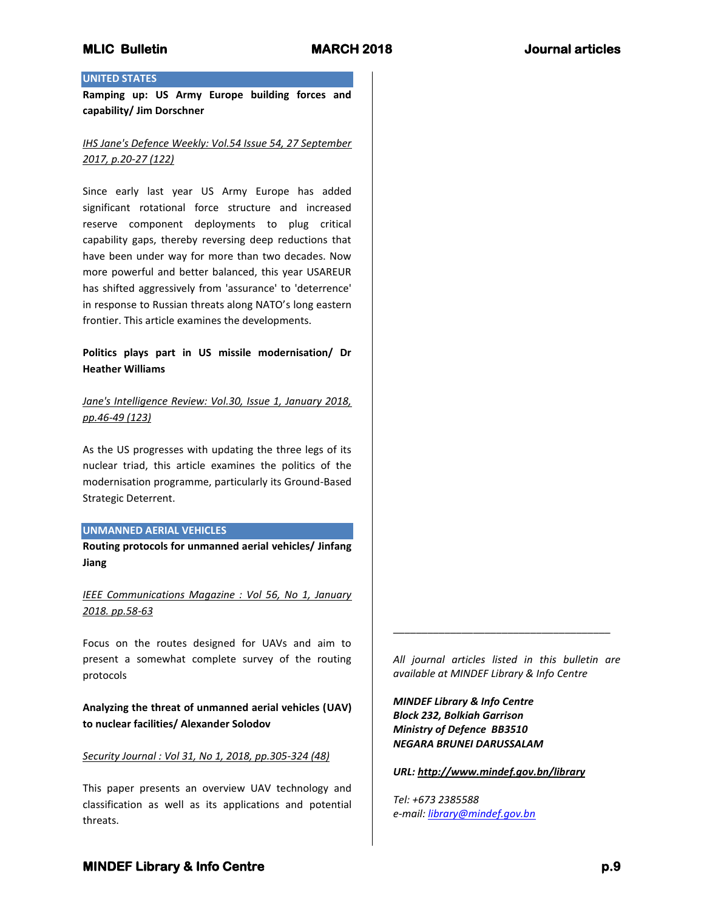## UNITED STATES

**Ramping up: US Army Europe building forces and capability/ Jim Dorschner**

*IHS Jane's Defence Weekly: Vol.54 Issue 54, 27 September 2017, p.20-27 (122)*

Since early last year US Army Europe has added significant rotational force structure and increased reserve component deployments to plug critical capability gaps, thereby reversing deep reductions that have been under way for more than two decades. Now more powerful and better balanced, this year USAREUR has shifted aggressively from 'assurance' to 'deterrence' in response to Russian threats along NATO's long eastern frontier. This article examines the developments.

**Politics plays part in US missile modernisation/ Dr Heather Williams**

*Jane's Intelligence Review: Vol.30, Issue 1, January 2018, pp.46-49 (123)*

As the US progresses with updating the three legs of its nuclear triad, this article examines the politics of the modernisation programme, particularly its Ground-Based Strategic Deterrent.

## UNMANNED AERIAL VEHICLES

**Routing protocols for unmanned aerial vehicles/ Jinfang Jiang**

*IEEE Communications Magazine : Vol 56, No 1, January 2018. pp.58-63*

Focus on the routes designed for UAVs and aim to present a somewhat complete survey of the routing protocols

**Analyzing the threat of unmanned aerial vehicles (UAV) to nuclear facilities/ Alexander Solodov**

*Security Journal : Vol 31, No 1, 2018, pp.305-324 (48)*

This paper presents an overview UAV technology and classification as well as its applications and potential threats.

---

*All journal articles listed in this bulletin are available at MINDEF Library & Info Centre*

***MINDEF Library & Info Centre***
***Block 232, Bolkiah Garrison***
***Ministry of Defence BB3510***
***NEGARA BRUNEI DARUSSALAM***

***URL: http://www.mindef.gov.bn/library***

*Tel: +673 2385588*
*e-mail: library@mindef.gov.bn*